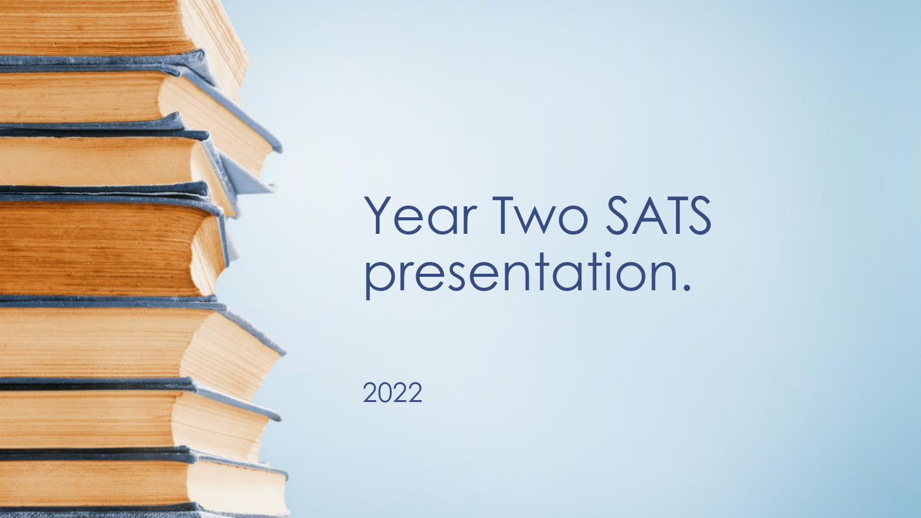# Year Two SATS presentation.

2022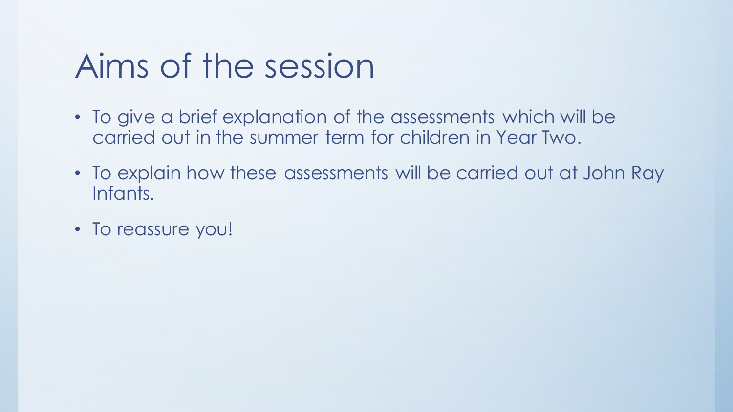# Aims of the session

- To give a brief explanation of the assessments which will be carried out in the summer term for children in Year Two.
- To explain how these assessments will be carried out at John Ray Infants.
- To reassure you!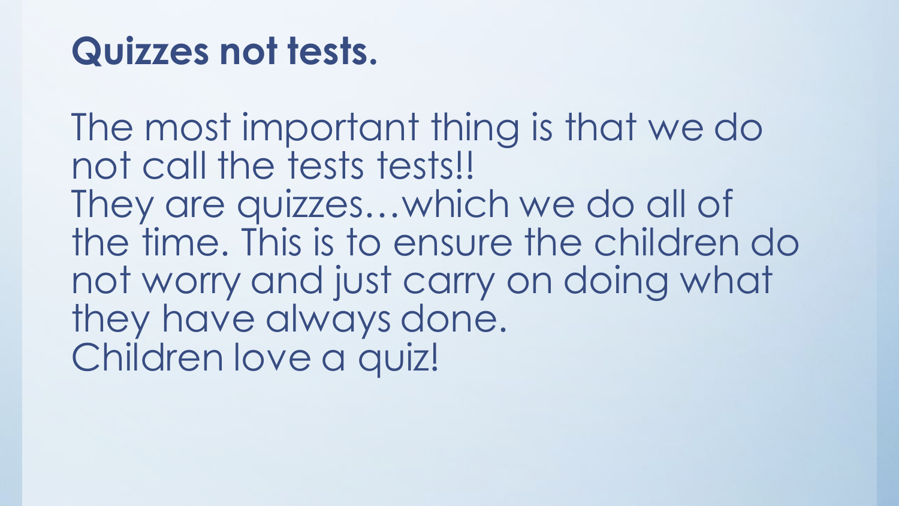# Quizzes not tests.

The most important thing is that we do not call the tests tests!!
They are quizzes…which we do all of the time. This is to ensure the children do not worry and just carry on doing what they have always done.
Children love a quiz!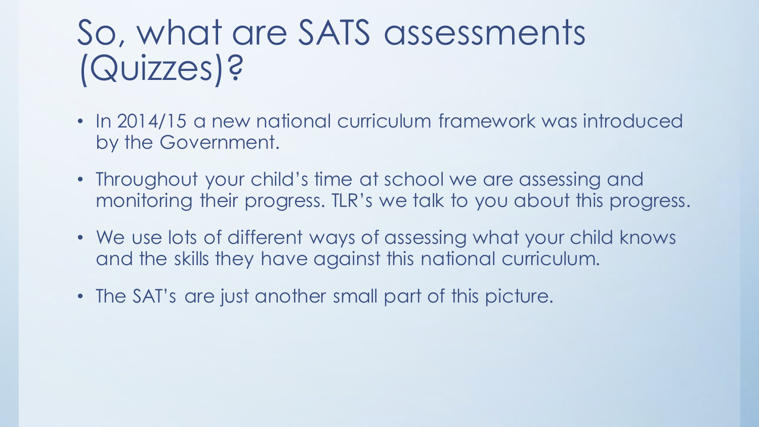# So, what are SATS assessments (Quizzes)?

- In 2014/15 a new national curriculum framework was introduced by the Government.
- Throughout your child's time at school we are assessing and monitoring their progress. TLR's we talk to you about this progress.
- We use lots of different ways of assessing what your child knows and the skills they have against this national curriculum.
- The SAT's are just another small part of this picture.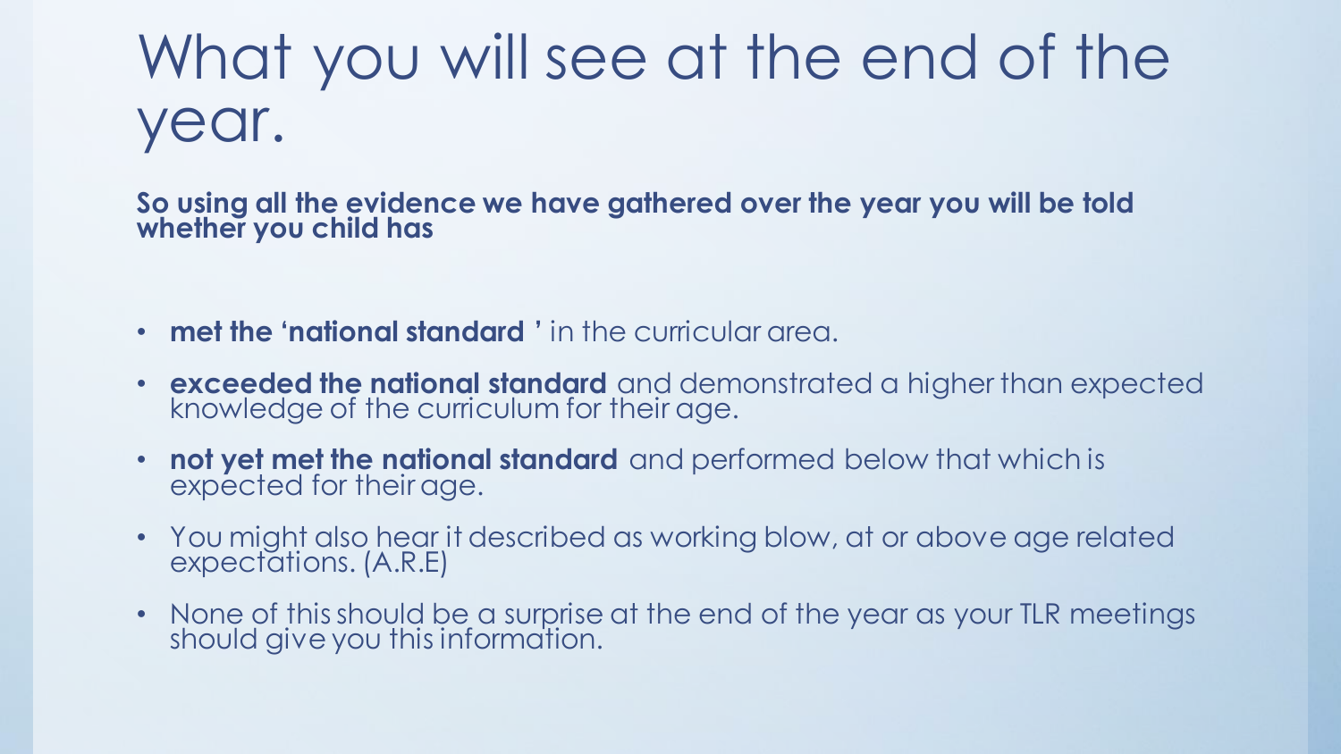# What you will see at the end of the year.

**So using all the evidence we have gathered over the year you will be told whether you child has**

- **met the 'national standard '** in the curricular area.
- **exceeded the national standard** and demonstrated a higher than expected knowledge of the curriculum for their age.
- **not yet met the national standard** and performed below that which is expected for their age.
- You might also hear it described as working blow, at or above age related expectations. (A.R.E)
- None of this should be a surprise at the end of the year as your TLR meetings should give you this information.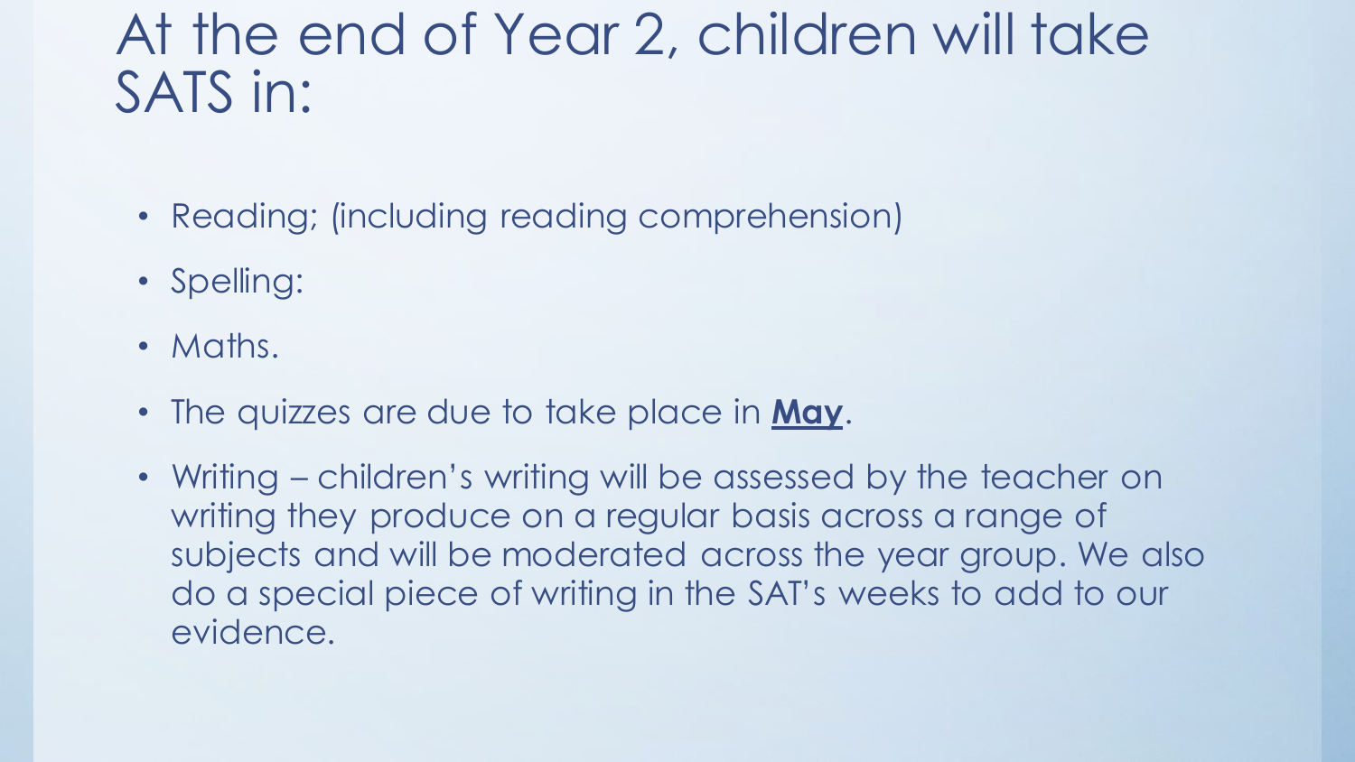# At the end of Year 2, children will take SATS in:

- Reading; (including reading comprehension)
- Spelling:
- Maths.
- The quizzes are due to take place in **May**.
- Writing – children's writing will be assessed by the teacher on writing they produce on a regular basis across a range of subjects and will be moderated across the year group. We also do a special piece of writing in the SAT's weeks to add to our evidence.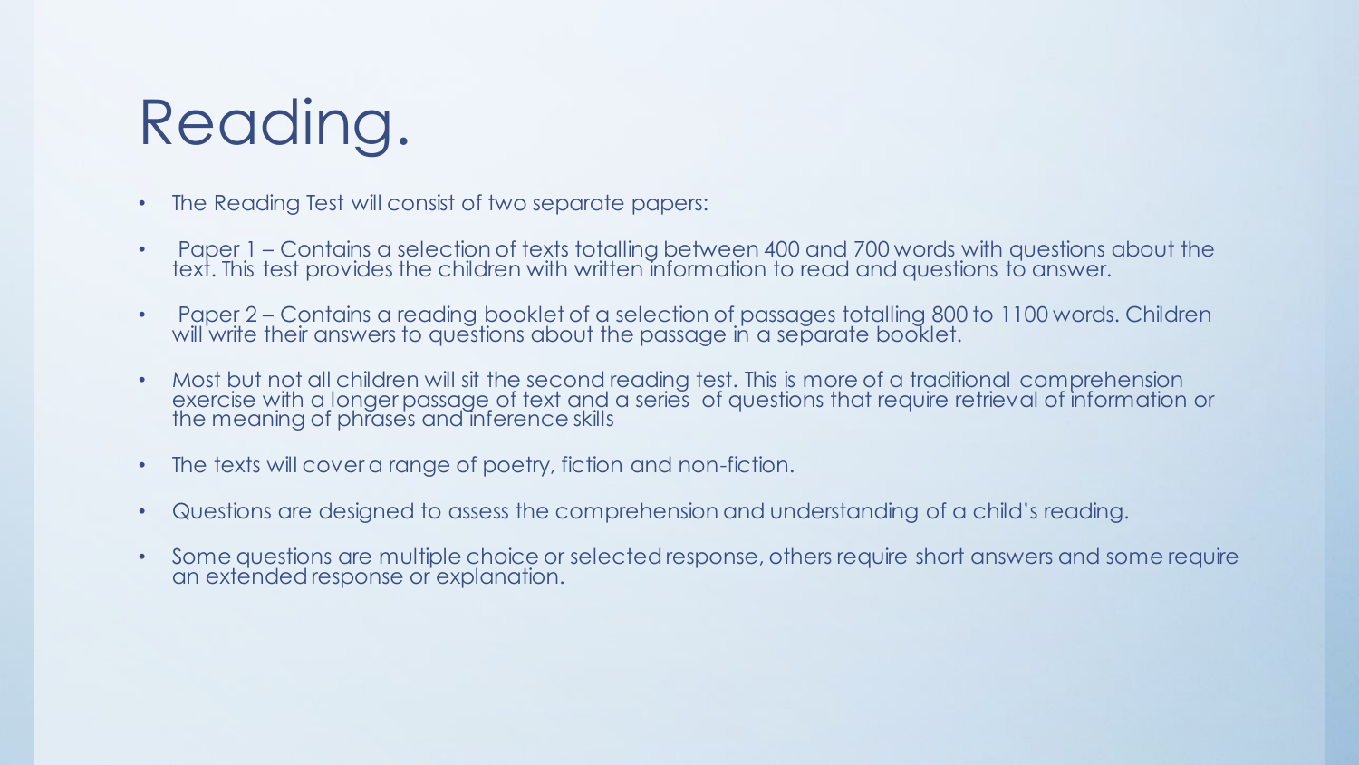# Reading.

- The Reading Test will consist of two separate papers:
- Paper 1 – Contains a selection of texts totalling between 400 and 700 words with questions about the text. This test provides the children with written information to read and questions to answer.
- Paper 2 – Contains a reading booklet of a selection of passages totalling 800 to 1100 words. Children will write their answers to questions about the passage in a separate booklet.
- Most but not all children will sit the second reading test. This is more of a traditional comprehension exercise with a longer passage of text and a series of questions that require retrieval of information or the meaning of phrases and inference skills
- The texts will cover a range of poetry, fiction and non-fiction.
- Questions are designed to assess the comprehension and understanding of a child's reading.
- Some questions are multiple choice or selected response, others require short answers and some require an extended response or explanation.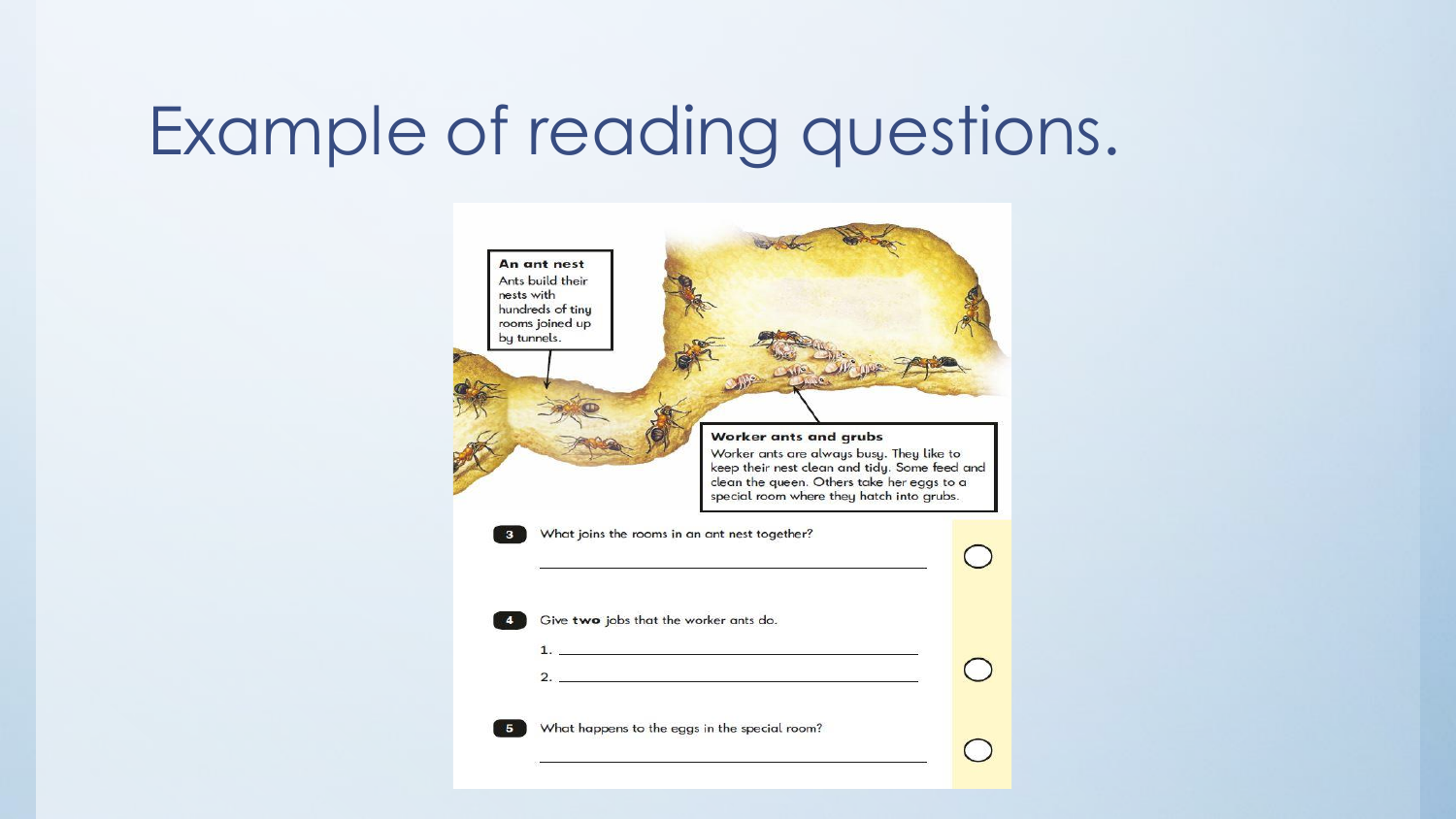# Example of reading questions.

**An ant nest**
Ants build their nests with hundreds of tiny rooms joined up by tunnels.

**Worker ants and grubs**
Worker ants are always busy. They like to keep their nest clean and tidy. Some feed and clean the queen. Others take her eggs to a special room where they hatch into grubs.

**3** What joins the rooms in an ant nest together?

______________________________

**4** Give **two** jobs that the worker ants do.

1. ______________________________
2. ______________________________

**5** What happens to the eggs in the special room?

______________________________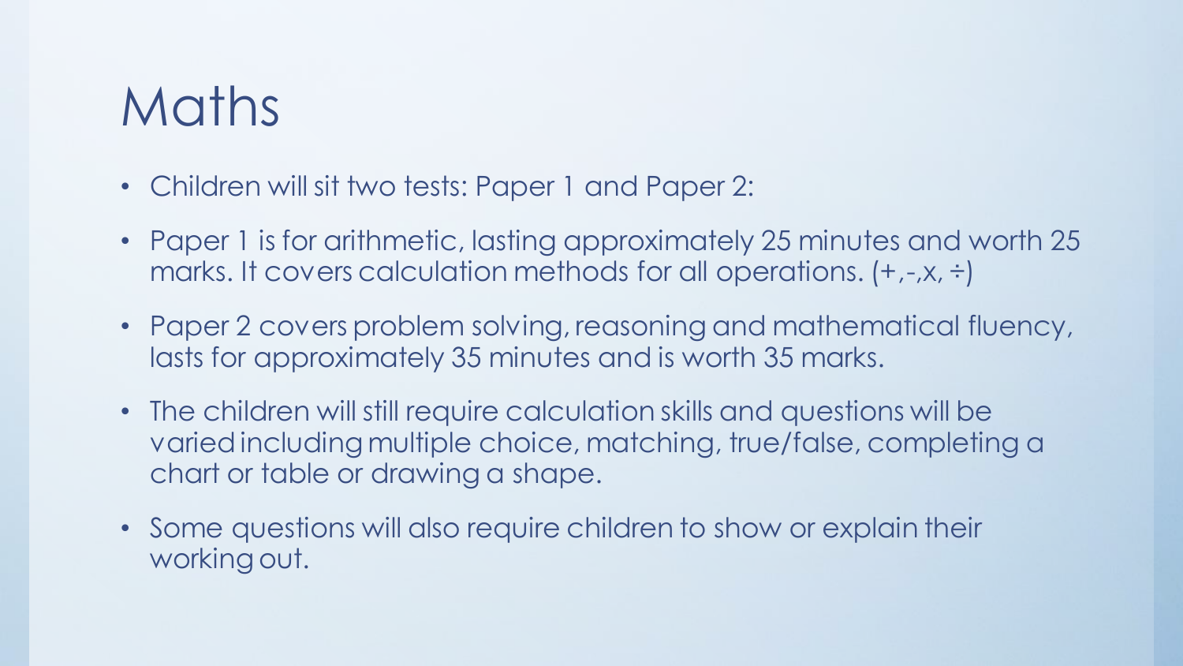# Maths

- Children will sit two tests: Paper 1 and Paper 2:
- Paper 1 is for arithmetic, lasting approximately 25 minutes and worth 25 marks. It covers calculation methods for all operations. (+,-,x, ÷)
- Paper 2 covers problem solving, reasoning and mathematical fluency, lasts for approximately 35 minutes and is worth 35 marks.
- The children will still require calculation skills and questions will be varied including multiple choice, matching, true/false, completing a chart or table or drawing a shape.
- Some questions will also require children to show or explain their working out.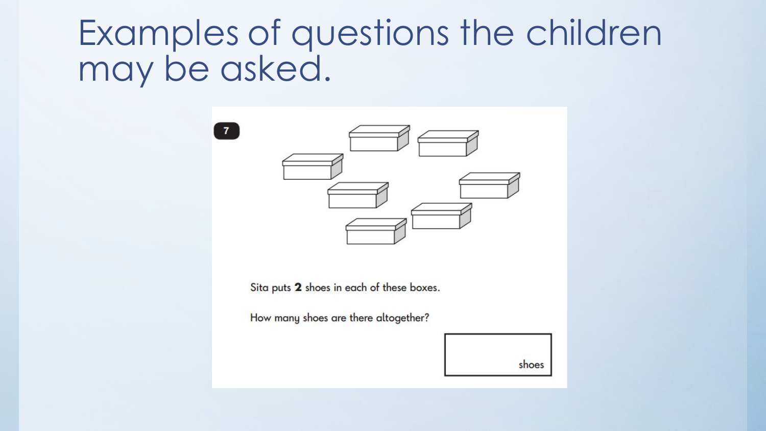# Examples of questions the children may be asked.

**7**

Sita puts **2** shoes in each of these boxes.

How many shoes are there altogether?

shoes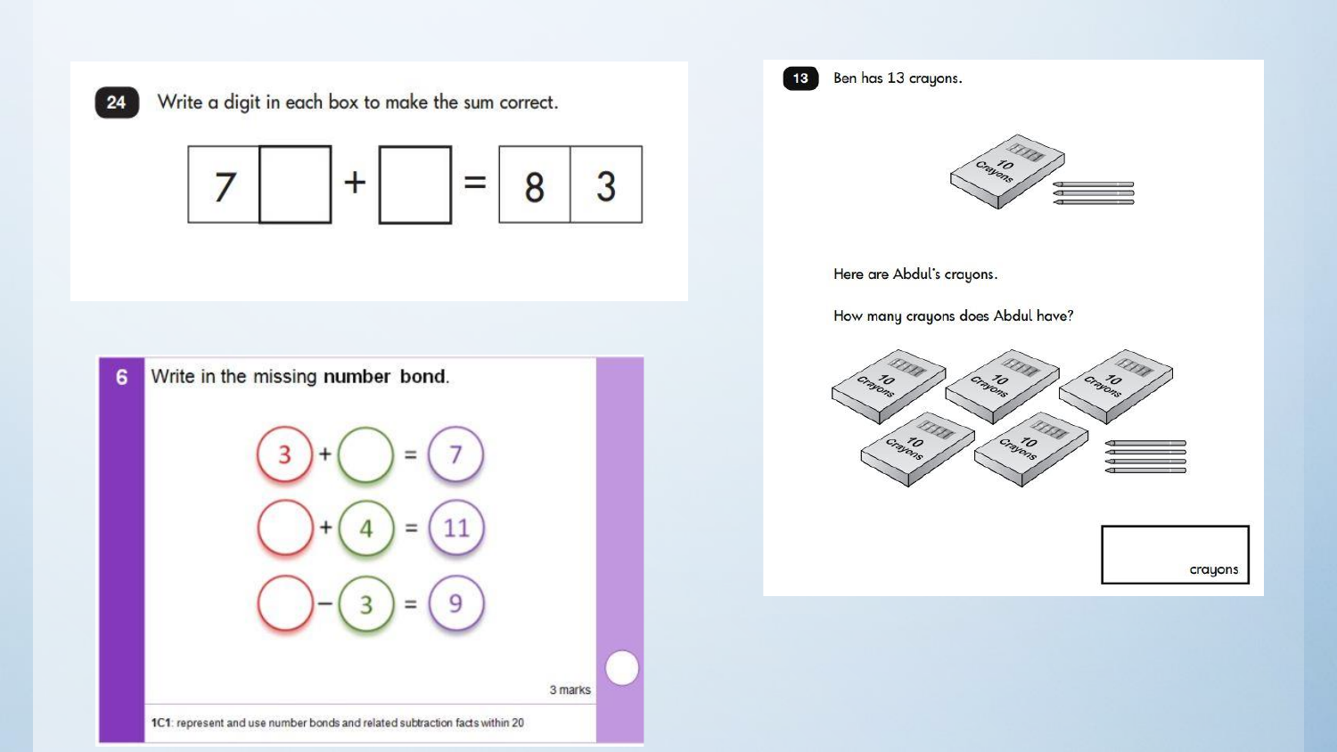**24** Write a digit in each box to make the sum correct.

| 7 | &nbsp; | + | &nbsp; | = | 8 | 3 |
|---|---|---|---|---|---|---|

**6** Write in the missing **number bond**.

$3 + \square = 7$

$\square + 4 = 11$

$\square - 3 = 9$

3 marks

1C1: represent and use number bonds and related subtraction facts within 20

**13** Ben has 13 crayons.

Here are Abdul's crayons.

How many crayons does Abdul have?

$\square$ crayons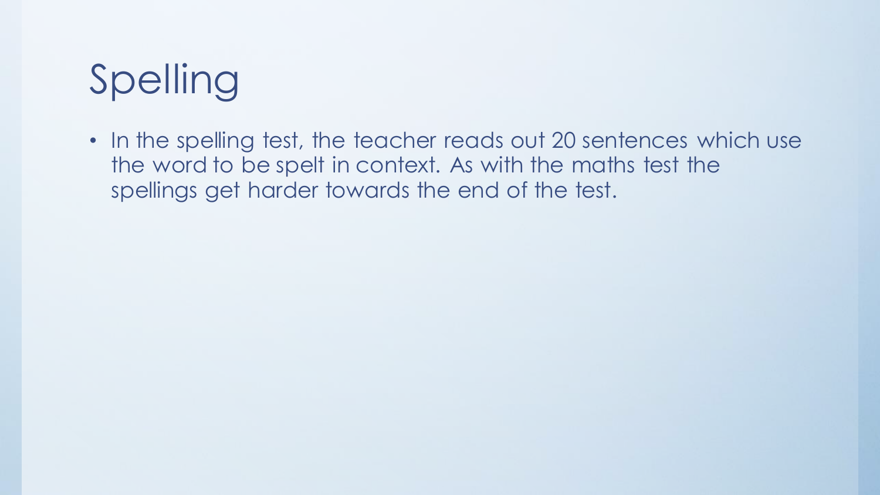# Spelling

- In the spelling test, the teacher reads out 20 sentences which use the word to be spelt in context. As with the maths test the spellings get harder towards the end of the test.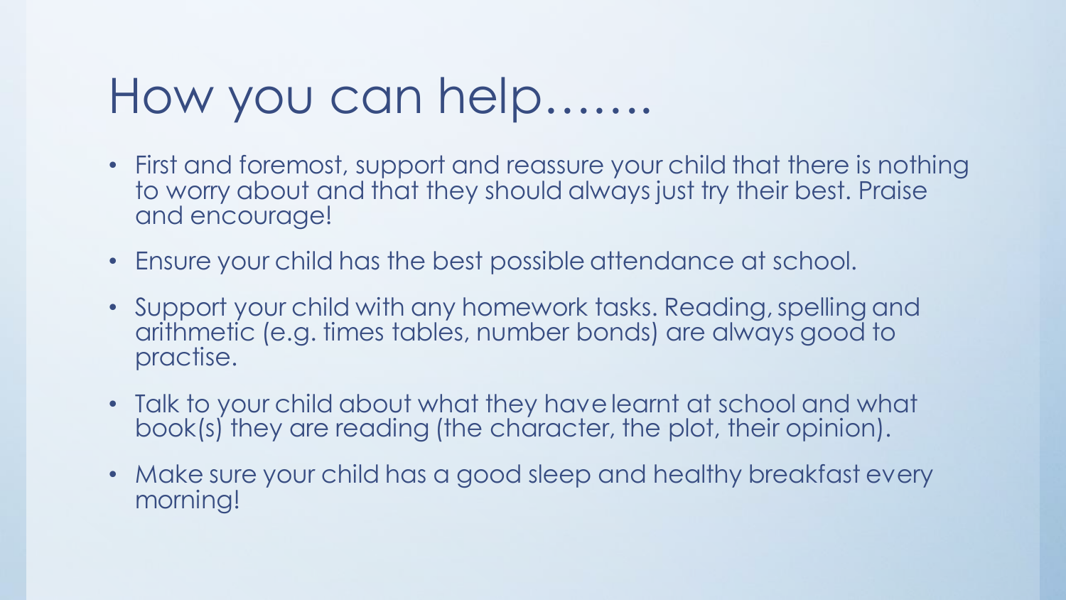# How you can help…….

- First and foremost, support and reassure your child that there is nothing to worry about and that they should always just try their best. Praise and encourage!
- Ensure your child has the best possible attendance at school.
- Support your child with any homework tasks. Reading, spelling and arithmetic (e.g. times tables, number bonds) are always good to practise.
- Talk to your child about what they have learnt at school and what book(s) they are reading (the character, the plot, their opinion).
- Make sure your child has a good sleep and healthy breakfast every morning!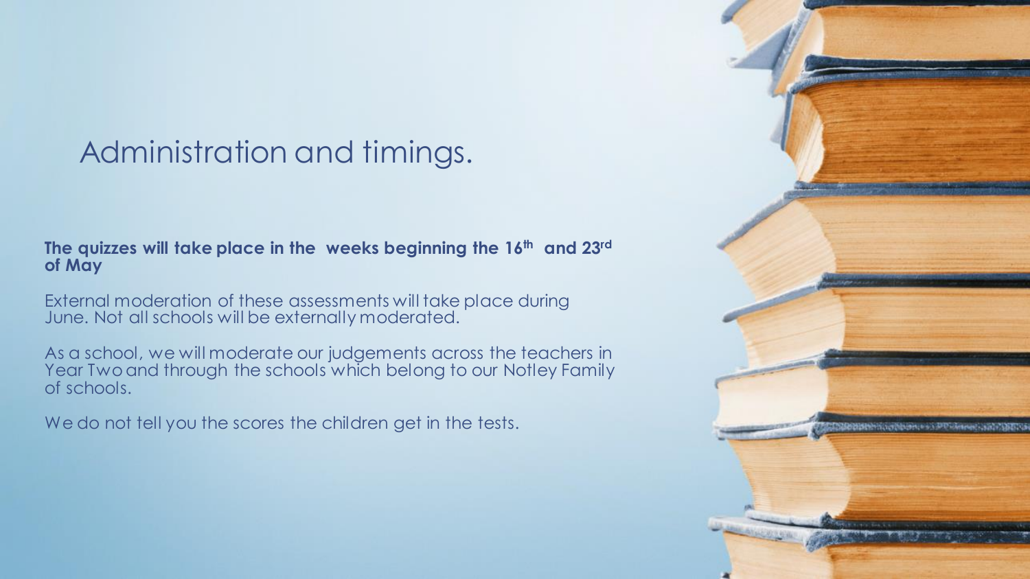# Administration and timings.

**The quizzes will take place in the weeks beginning the 16th and 23rd of May**

External moderation of these assessments will take place during June. Not all schools will be externally moderated.

As a school, we will moderate our judgements across the teachers in Year Two and through the schools which belong to our Notley Family of schools.

We do not tell you the scores the children get in the tests.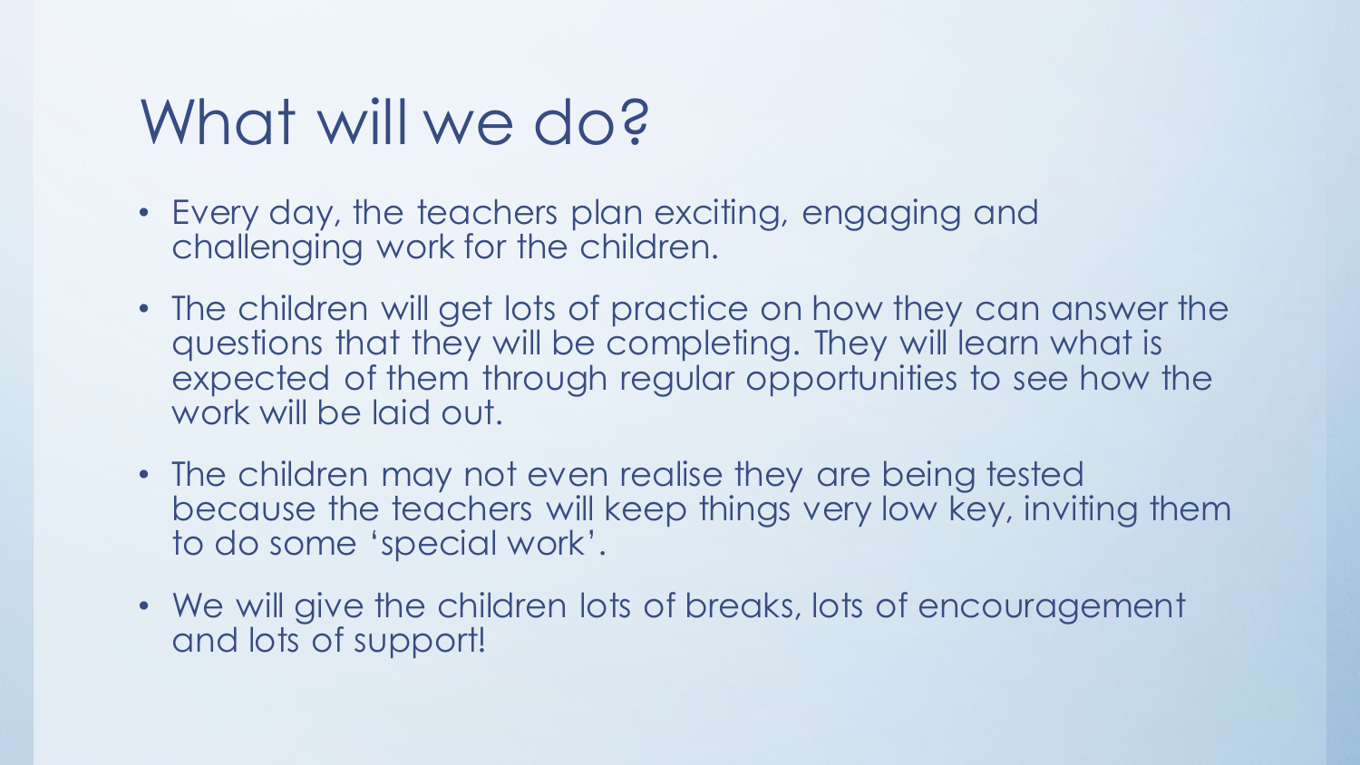# What will we do?

- Every day, the teachers plan exciting, engaging and challenging work for the children.
- The children will get lots of practice on how they can answer the questions that they will be completing. They will learn what is expected of them through regular opportunities to see how the work will be laid out.
- The children may not even realise they are being tested because the teachers will keep things very low key, inviting them to do some ‘special work’.
- We will give the children lots of breaks, lots of encouragement and lots of support!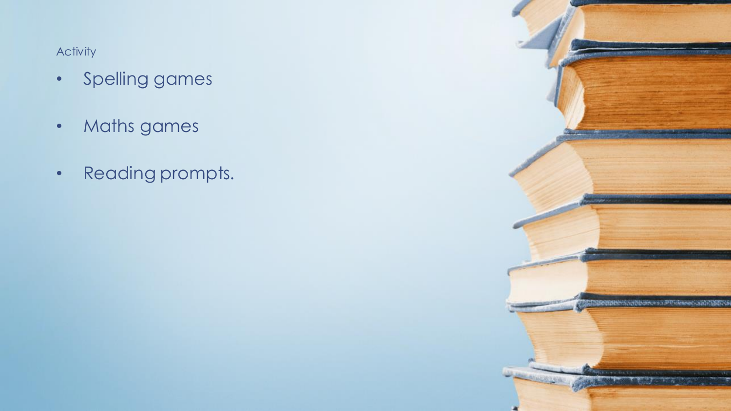Activity

- Spelling games
- Maths games
- Reading prompts.